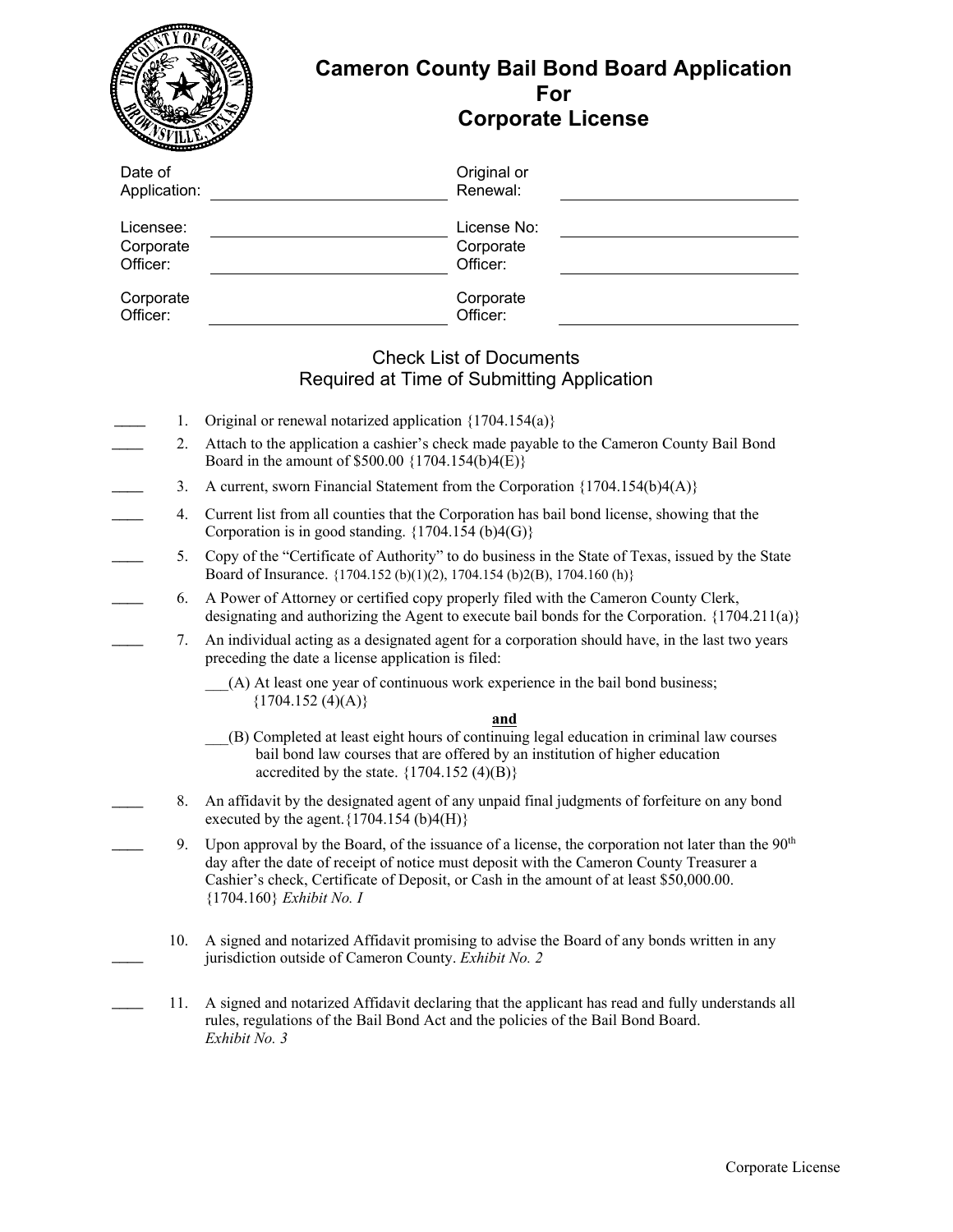# Cameron County Bail Bond Board Application For Corporate License

| | | | |
|---|---|---|---|
| Date of Application: | ____________________ | Original or Renewal: | ____________________ |
| Licensee: | ____________________ | License No: | ____________________ |
| Corporate Officer: | ____________________ | Corporate Officer: | ____________________ |
| Corporate Officer: | ____________________ | Corporate Officer: | ____________________ |

## Check List of Documents
## Required at Time of Submitting Application

____ 1. Original or renewal notarized application {1704.154(a)}

____ 2. Attach to the application a cashier's check made payable to the Cameron County Bail Bond Board in the amount of $500.00 {1704.154(b)4(E)}

____ 3. A current, sworn Financial Statement from the Corporation {1704.154(b)4(A)}

____ 4. Current list from all counties that the Corporation has bail bond license, showing that the Corporation is in good standing. {1704.154 (b)4(G)}

____ 5. Copy of the "Certificate of Authority" to do business in the State of Texas, issued by the State Board of Insurance. {1704.152 (b)(1)(2), 1704.154 (b)2(B), 1704.160 (h)}

____ 6. A Power of Attorney or certified copy properly filed with the Cameron County Clerk, designating and authorizing the Agent to execute bail bonds for the Corporation. {1704.211(a)}

____ 7. An individual acting as a designated agent for a corporation should have, in the last two years preceding the date a license application is filed:

___(A) At least one year of continuous work experience in the bail bond business; {1704.152 (4)(A)}

**and**

___(B) Completed at least eight hours of continuing legal education in criminal law courses bail bond law courses that are offered by an institution of higher education accredited by the state. {1704.152 (4)(B)}

____ 8. An affidavit by the designated agent of any unpaid final judgments of forfeiture on any bond executed by the agent.{1704.154 (b)4(H)}

____ 9. Upon approval by the Board, of the issuance of a license, the corporation not later than the 90th day after the date of receipt of notice must deposit with the Cameron County Treasurer a Cashier's check, Certificate of Deposit, or Cash in the amount of at least $50,000.00. {1704.160} *Exhibit No. I*

____ 10. A signed and notarized Affidavit promising to advise the Board of any bonds written in any jurisdiction outside of Cameron County. *Exhibit No. 2*

____ 11. A signed and notarized Affidavit declaring that the applicant has read and fully understands all rules, regulations of the Bail Bond Act and the policies of the Bail Bond Board. *Exhibit No. 3*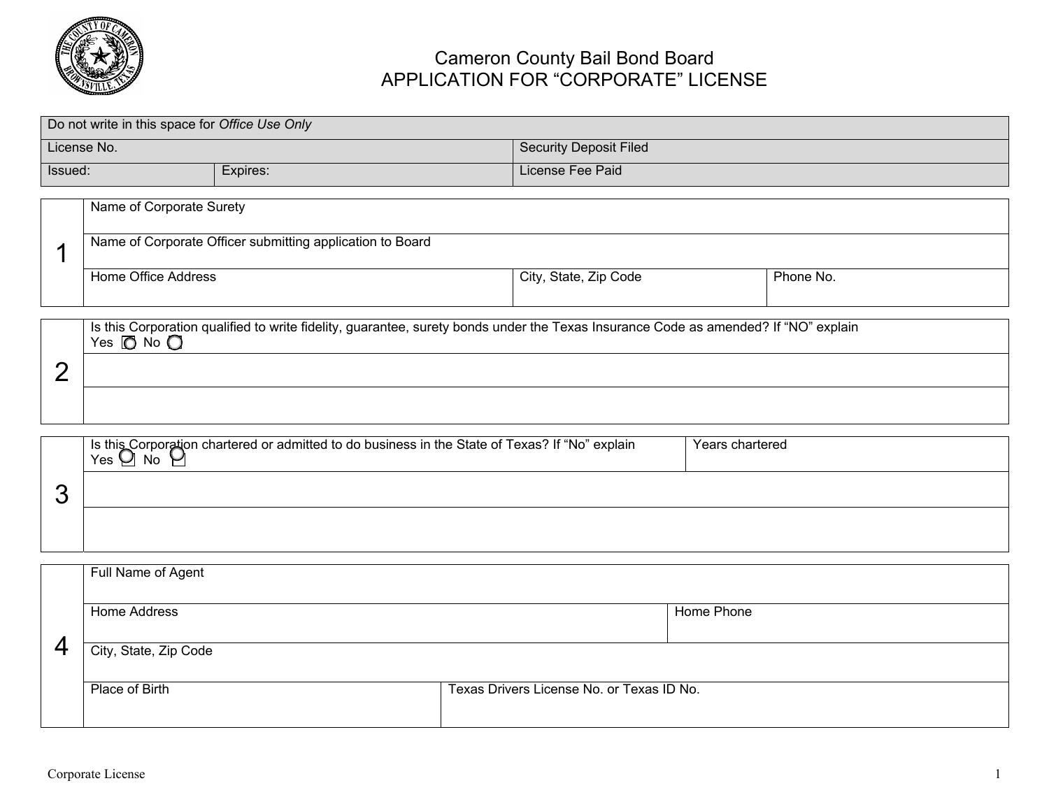# Cameron County Bail Bond Board
## APPLICATION FOR "CORPORATE" LICENSE

| Do not write in this space for *Office Use Only* | | |
|---|---|---|
| License No. | | Security Deposit Filed |
| Issued: | Expires: | License Fee Paid |

**1**

| Name of Corporate Surety | | |
|---|---|---|
| Name of Corporate Officer submitting application to Board | | |
| Home Office Address | City, State, Zip Code | Phone No. |

**2**

Is this Corporation qualified to write fidelity, guarantee, surety bonds under the Texas Insurance Code as amended? If "NO" explain

Yes ☐ No ☐

**3**

| Is this Corporation chartered or admitted to do business in the State of Texas? If "No" explain<br>Yes ☐ No ☐ | Years chartered |
|---|---|
| | |

**4**

| Full Name of Agent | |
|---|---|
| Home Address | Home Phone |
| City, State, Zip Code | |
| Place of Birth | Texas Drivers License No. or Texas ID No. |

Corporate License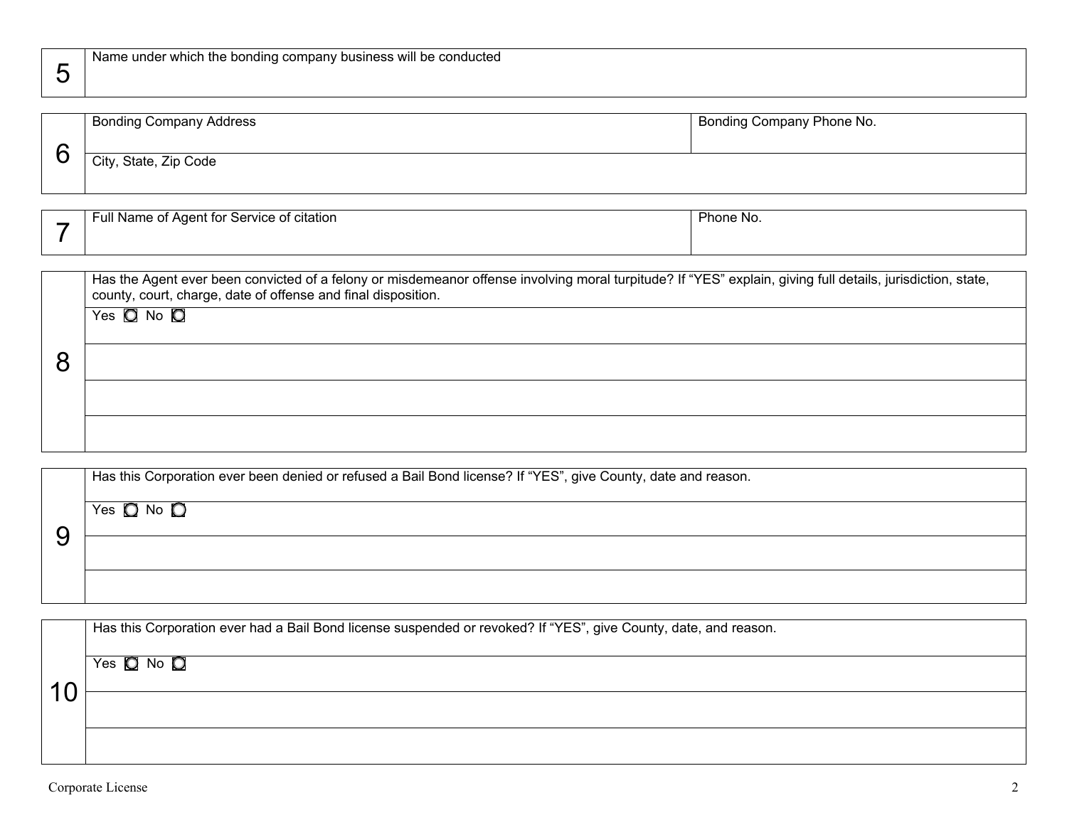| 5 | Name under which the bonding company business will be conducted |
|---|---|

| 6 | Bonding Company Address | Bonding Company Phone No. |
|---|---|---|
| | City, State, Zip Code | |

| 7 | Full Name of Agent for Service of citation | Phone No. |
|---|---|---|

| 8 | Has the Agent ever been convicted of a felony or misdemeanor offense involving moral turpitude? If "YES" explain, giving full details, jurisdiction, state, county, court, charge, date of offense and final disposition. |
|---|---|
| | Yes ◯ No ◯ |
| | |
| | |
| | |

| 9 | Has this Corporation ever been denied or refused a Bail Bond license? If "YES", give County, date and reason. |
|---|---|
| | Yes ◯ No ◯ |
| | |
| | |

| 10 | Has this Corporation ever had a Bail Bond license suspended or revoked? If "YES", give County, date, and reason. |
|---|---|
| | Yes ◯ No ◯ |
| | |
| | |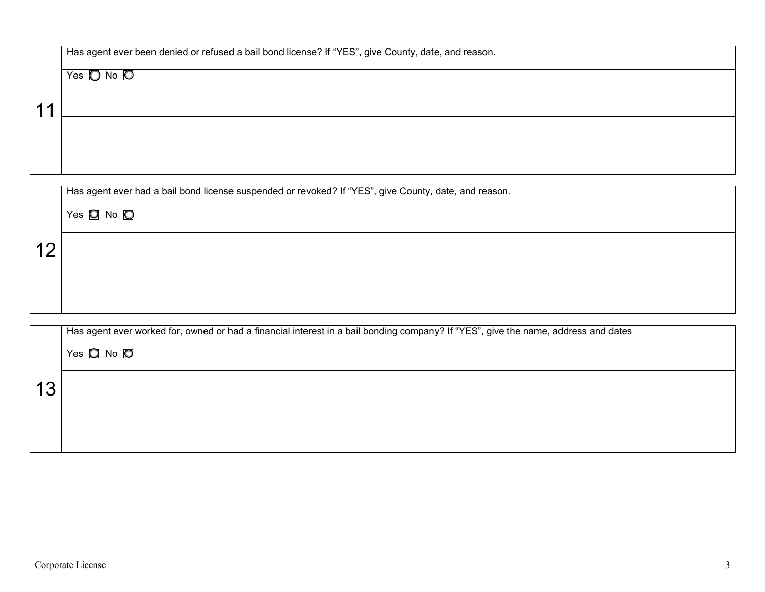| 11 | Has agent ever been denied or refused a bail bond license? If "YES", give County, date, and reason. |
|---|---|
| | Yes ◯ No ◯ |
| | |
| | |

| 12 | Has agent ever had a bail bond license suspended or revoked? If "YES", give County, date, and reason. |
|---|---|
| | Yes ◯ No ◯ |
| | |
| | |

| 13 | Has agent ever worked for, owned or had a financial interest in a bail bonding company? If "YES", give the name, address and dates |
|---|---|
| | Yes ◯ No ◯ |
| | |
| | |

Corporate License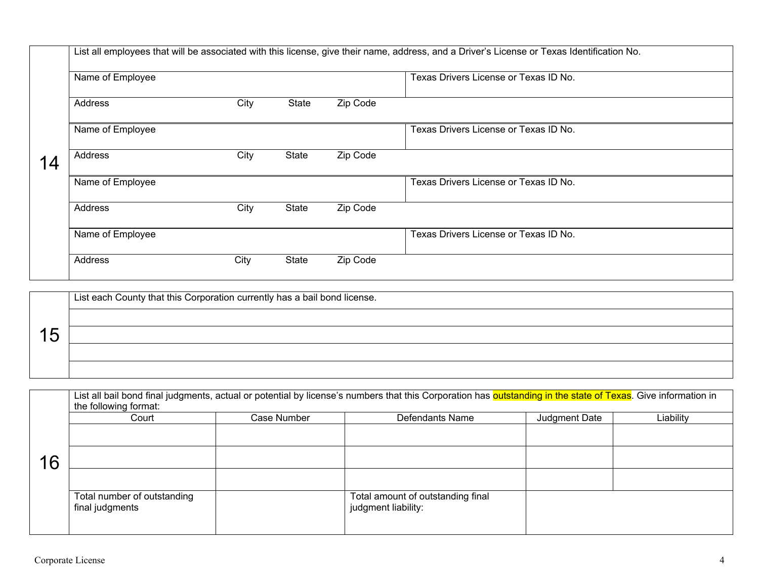| 14 | List all employees that will be associated with this license, give their name, address, and a Driver's License or Texas Identification No. | |
|---|---|---|
| | Name of Employee | Texas Drivers License or Texas ID No. |
| | Address City State Zip Code | |
| | Name of Employee | Texas Drivers License or Texas ID No. |
| | Address City State Zip Code | |
| | Name of Employee | Texas Drivers License or Texas ID No. |
| | Address City State Zip Code | |
| | Name of Employee | Texas Drivers License or Texas ID No. |
| | Address City State Zip Code | |

| 15 | List each County that this Corporation currently has a bail bond license. |
|---|---|
| | |
| | |
| | |
| | |

| 16 | List all bail bond final judgments, actual or potential by license's numbers that this Corporation has outstanding in the state of Texas. Give information in the following format: | | | | |
|---|---|---|---|---|---|
| | Court | Case Number | Defendants Name | Judgment Date | Liability |
| | | | | | |
| | | | | | |
| | | | | | |
| | Total number of outstanding final judgments | | Total amount of outstanding final judgment liability: | | |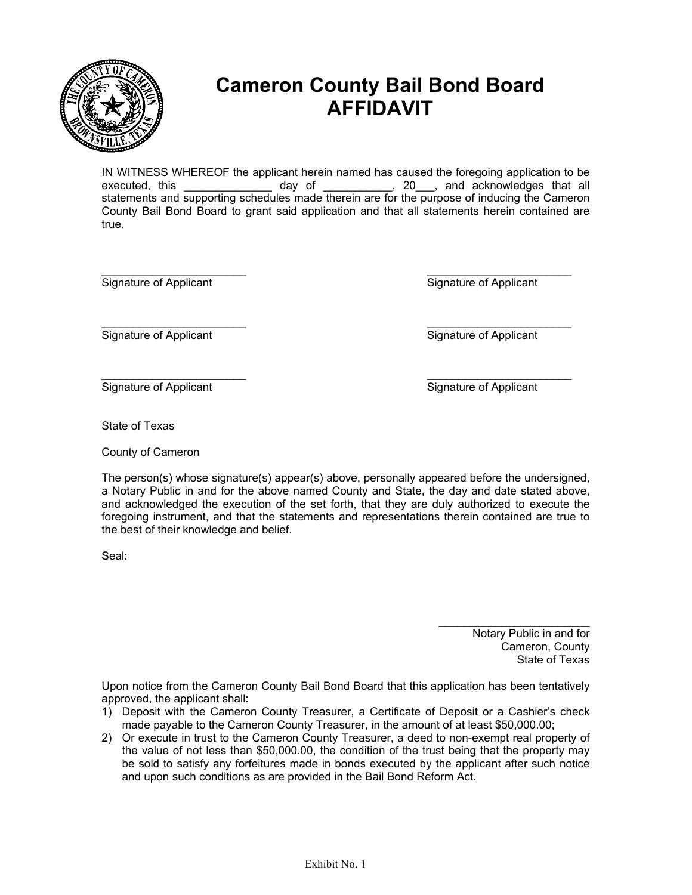# Cameron County Bail Bond Board
# AFFIDAVIT

IN WITNESS WHEREOF the applicant herein named has caused the foregoing application to be executed, this ______________ day of ___________, 20___, and acknowledges that all statements and supporting schedules made therein are for the purpose of inducing the Cameron County Bail Bond Board to grant said application and that all statements herein contained are true.

________________________ ________________________
Signature of Applicant Signature of Applicant

________________________ ________________________
Signature of Applicant Signature of Applicant

________________________ ________________________
Signature of Applicant Signature of Applicant

State of Texas

County of Cameron

The person(s) whose signature(s) appear(s) above, personally appeared before the undersigned, a Notary Public in and for the above named County and State, the day and date stated above, and acknowledged the execution of the set forth, that they are duly authorized to execute the foregoing instrument, and that the statements and representations therein contained are true to the best of their knowledge and belief.

Seal:

_________________________
Notary Public in and for
Cameron, County
State of Texas

Upon notice from the Cameron County Bail Bond Board that this application has been tentatively approved, the applicant shall:

1) Deposit with the Cameron County Treasurer, a Certificate of Deposit or a Cashier's check made payable to the Cameron County Treasurer, in the amount of at least $50,000.00;
2) Or execute in trust to the Cameron County Treasurer, a deed to non-exempt real property of the value of not less than $50,000.00, the condition of the trust being that the property may be sold to satisfy any forfeitures made in bonds executed by the applicant after such notice and upon such conditions as are provided in the Bail Bond Reform Act.

Exhibit No. 1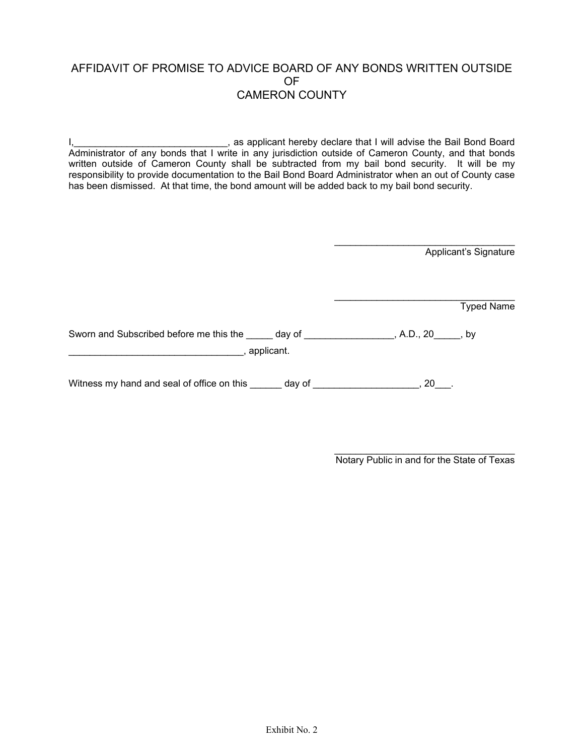# AFFIDAVIT OF PROMISE TO ADVICE BOARD OF ANY BONDS WRITTEN OUTSIDE OF CAMERON COUNTY

I,_____________________________, as applicant hereby declare that I will advise the Bail Bond Board Administrator of any bonds that I write in any jurisdiction outside of Cameron County, and that bonds written outside of Cameron County shall be subtracted from my bail bond security. It will be my responsibility to provide documentation to the Bail Bond Board Administrator when an out of County case has been dismissed. At that time, the bond amount will be added back to my bail bond security.

___________________________________
Applicant's Signature

___________________________________
Typed Name

Sworn and Subscribed before me this the _____ day of _________________, A.D., 20_____, by _________________________________, applicant.

Witness my hand and seal of office on this ______ day of ____________________, 20___.

___________________________________
Notary Public in and for the State of Texas

Exhibit No. 2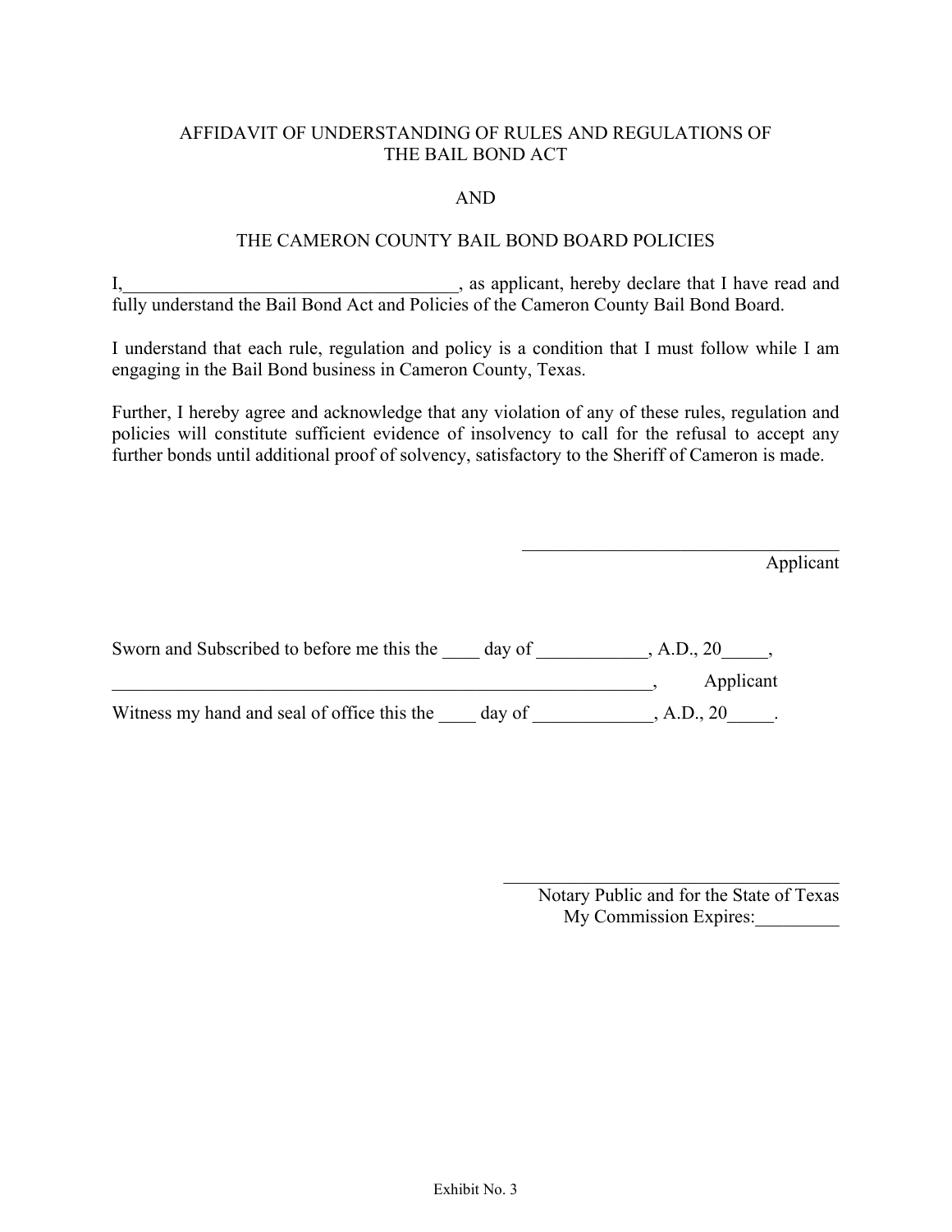AFFIDAVIT OF UNDERSTANDING OF RULES AND REGULATIONS OF THE BAIL BOND ACT

AND

THE CAMERON COUNTY BAIL BOND BOARD POLICIES

I,____________________________________, as applicant, hereby declare that I have read and fully understand the Bail Bond Act and Policies of the Cameron County Bail Bond Board.

I understand that each rule, regulation and policy is a condition that I must follow while I am engaging in the Bail Bond business in Cameron County, Texas.

Further, I hereby agree and acknowledge that any violation of any of these rules, regulation and policies will constitute sufficient evidence of insolvency to call for the refusal to accept any further bonds until additional proof of solvency, satisfactory to the Sheriff of Cameron is made.

___________________________________
Applicant

Sworn and Subscribed to before me this the ____ day of ____________, A.D., 20_____,

_____________________________________________________________, Applicant

Witness my hand and seal of office this the ____ day of _____________, A.D., 20_____.

_____________________________________
Notary Public and for the State of Texas
My Commission Expires:_________

Exhibit No. 3